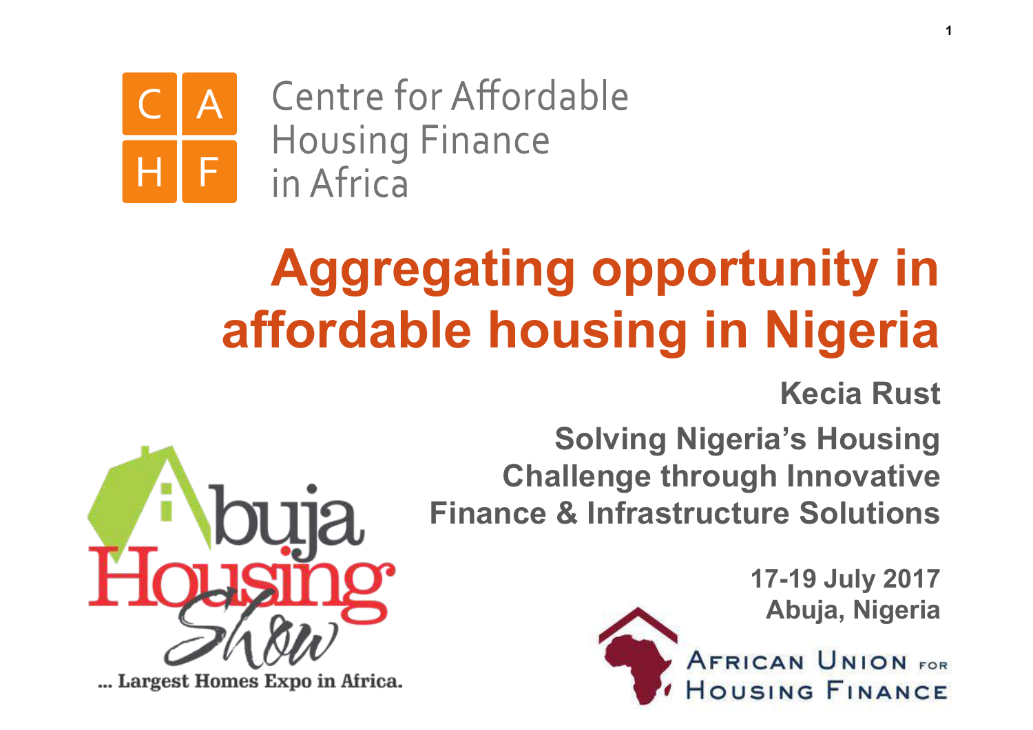Centre for Affordable Housing Finance in Africa

# Aggregating opportunity in affordable housing in Nigeria

**Kecia Rust**

**Solving Nigeria's Housing Challenge through Innovative Finance & Infrastructure Solutions**

**17-19 July 2017**
**Abuja, Nigeria**

Abuja Housing Show
... Largest Homes Expo in Africa.

African Union for Housing Finance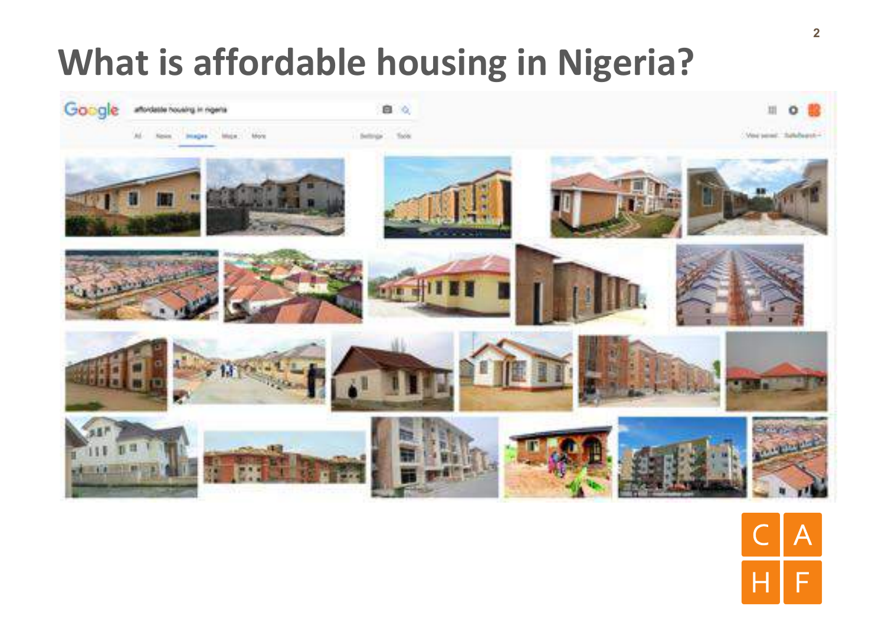# What is affordable housing in Nigeria?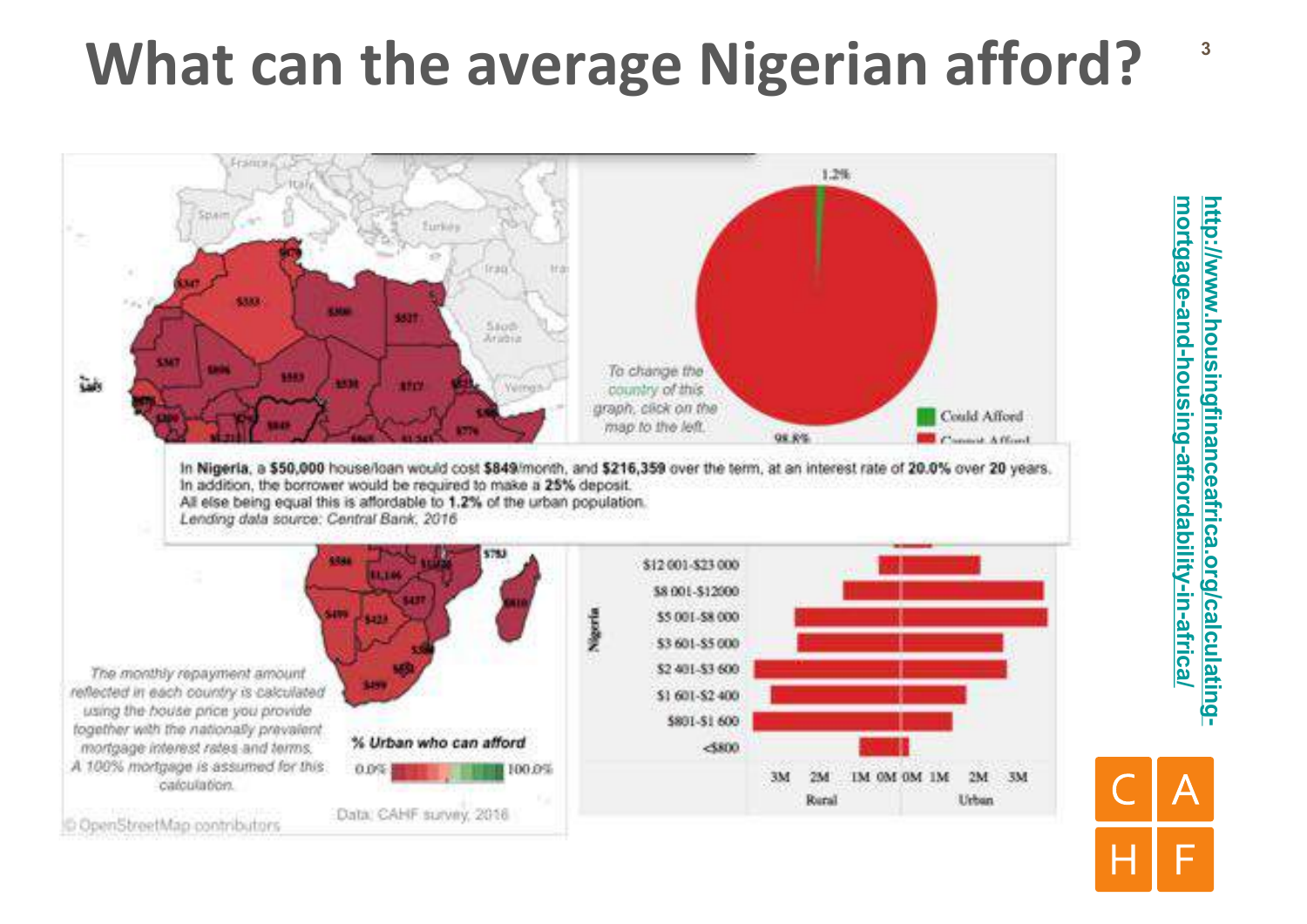# What can the average Nigerian afford?

In **Nigeria**, a **$50,000** house/loan would cost **$849**/month, and **$216,359** over the term, at an interest rate of **20.0%** over **20** years.
In addition, the borrower would be required to make a **25%** deposit.
All else being equal this is affordable to **1.2%** of the urban population.
*Lending data source: Central Bank, 2016*

*The monthly repayment amount reflected in each country is calculated using the house price you provide together with the nationally prevalent mortgage interest rates and terms. A 100% mortgage is assumed for this calculation.*

*To change the country of this graph, click on the map to the left.*

**% Urban who can afford** 0.0% – 100.0%

Could Afford 1.2%
Cannot Afford 98.8%

Data: CAHF survey, 2016

© OpenStreetMap contributors

http://www.housingfinanceafrica.org/calculating-mortgage-and-housing-affordability-in-africa/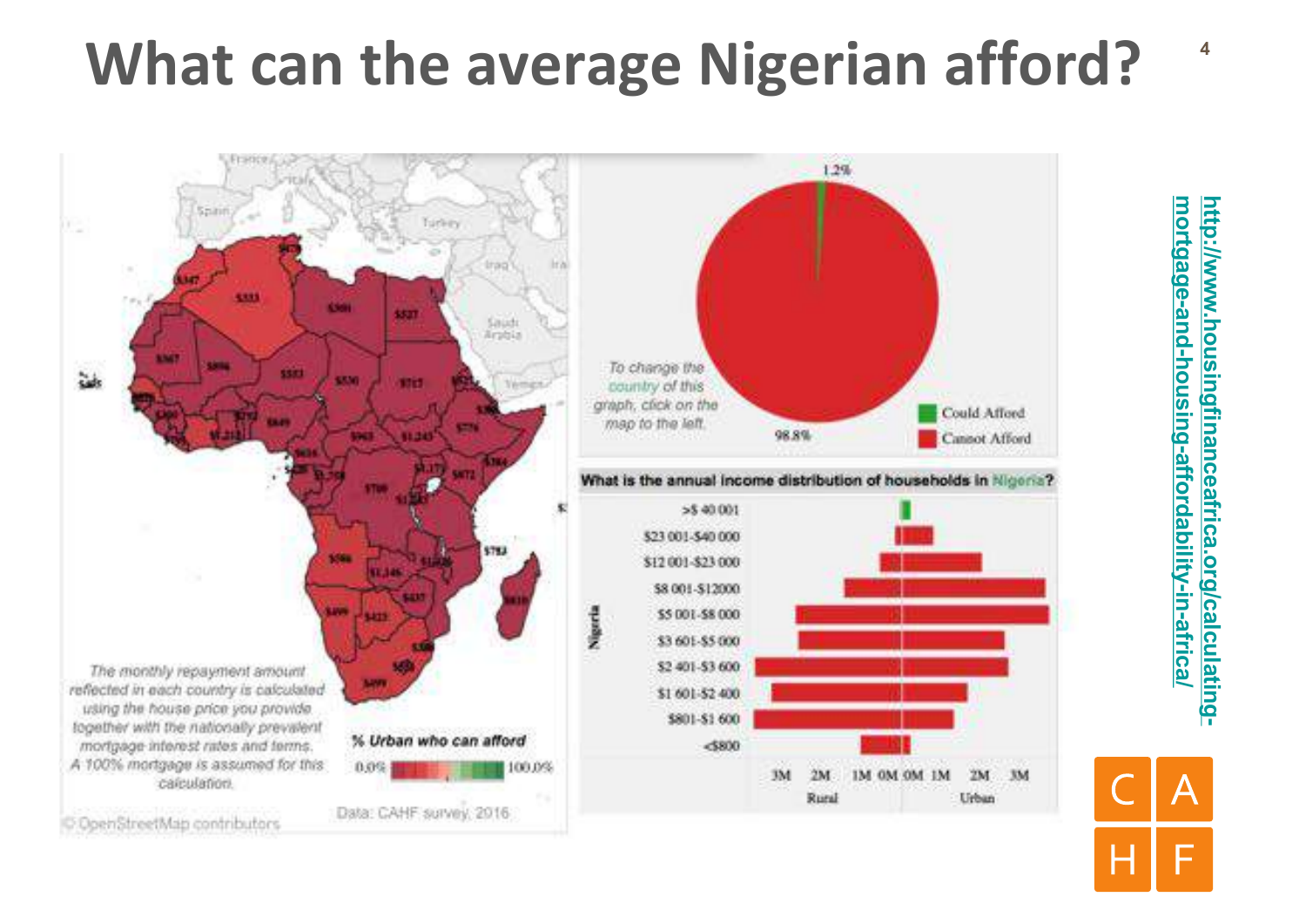# What can the average Nigerian afford?

The monthly repayment amount reflected in each country is calculated using the house price you provide together with the nationally prevalent mortgage interest rates and terms. A 100% mortgage is assumed for this calculation.

% Urban who can afford

0.0% – 100.0%

Data: CAHF survey, 2016

© OpenStreetMap contributors

To change the country of this graph, click on the map to the left.

1.2%

98.8%

Could Afford

Cannot Afford

**What is the annual income distribution of households in Nigeria?**

>$ 40 001
$23 001-$40 000
$12 001-$23 000
$8 001-$12000
$5 001-$8 000
$3 601-$5 000
$2 401-$3 600
$1 601-$2 400
$801-$1 600
<$800

Nigeria

3M 2M 1M 0M 0M 1M 2M 3M

Rural | Urban

http://www.housingfinanceafrica.org/calculating-mortgage-and-housing-affordability-in-africa/

CAHF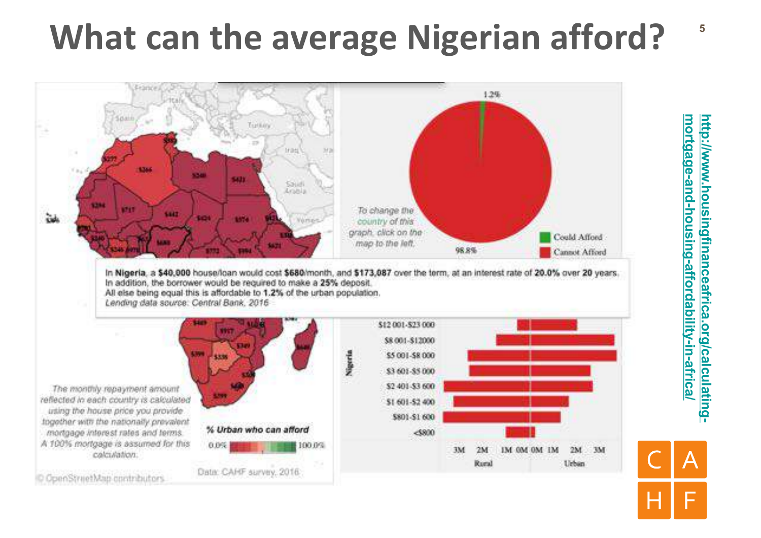# What can the average Nigerian afford?

In **Nigeria**, a **$40,000** house/loan would cost **$680**/month, and **$173,087** over the term, at an interest rate of **20.0%** over **20** years. In addition, the borrower would be required to make a **25%** deposit. All else being equal this is affordable to **1.2%** of the urban population.
*Lending data source: Central Bank, 2016*

*The monthly repayment amount reflected in each country is calculated using the house price you provide together with the nationally prevalent mortgage interest rates and terms. A 100% mortgage is assumed for this calculation.*

*To change the country of this graph, click on the map to the left.*

Could Afford: 1.2%
Cannot Afford: 98.8%

**% Urban who can afford** 0.0% – 100.0%

Data: CAHF survey, 2016

© OpenStreetMap contributors

http://www.housingfinanceafrica.org/calculating-mortgage-and-housing-affordability-in-africa/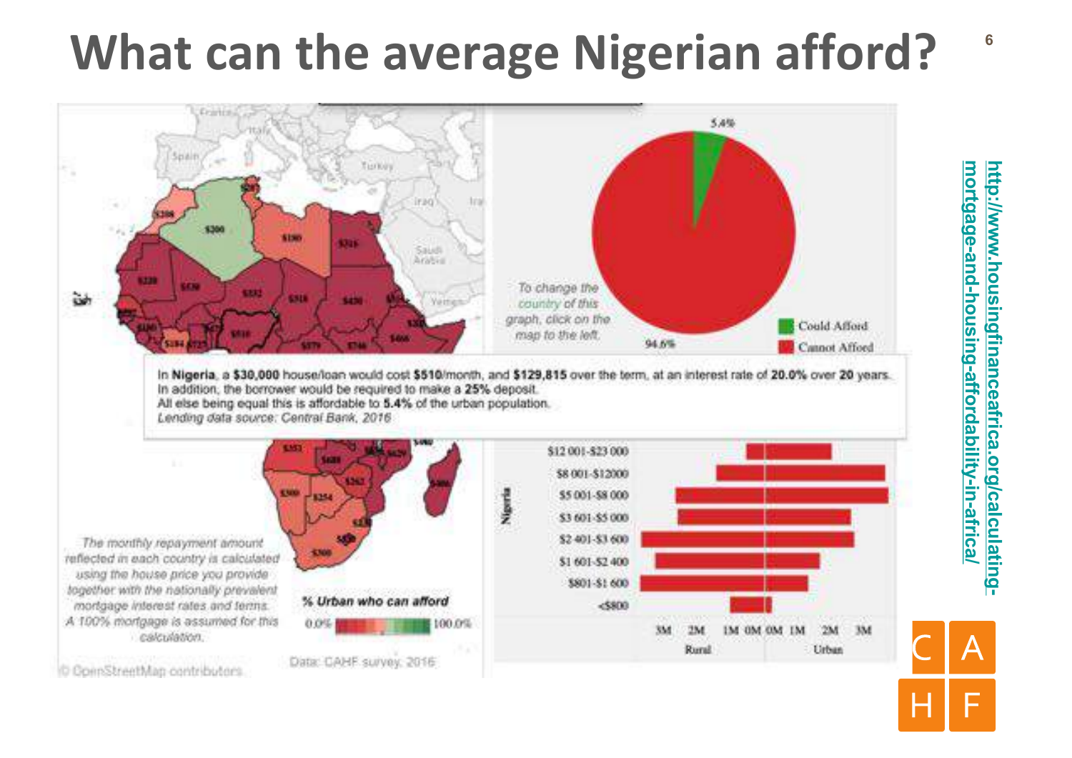# What can the average Nigerian afford?

In **Nigeria**, a **$30,000** house/loan would cost **$510**/month, and **$129,815** over the term, at an interest rate of **20.0%** over **20** years.
In addition, the borrower would be required to make a **25%** deposit.
All else being equal this is affordable to **5.4%** of the urban population.
*Lending data source: Central Bank, 2016*

*To change the country of this graph, click on the map to the left.*

Could Afford: 5.4%
Cannot Afford: 94.6%

*The monthly repayment amount reflected in each country is calculated using the house price you provide together with the nationally prevalent mortgage interest rates and terms. A 100% mortgage is assumed for this calculation.*

**% Urban who can afford** 0.0% – 100.0%

Data: CAHF survey, 2016

© OpenStreetMap contributors

Nigeria: $12 001-$23 000, $8 001-$12000, $5 001-$8 000, $3 601-$5 000, $2 401-$3 600, $1 601-$2 400, $801-$1 600, <$800

3M 2M 1M 0M 0M 1M 2M 3M
Rural Urban

http://www.housingfinanceafrica.org/calculating-mortgage-and-housing-affordability-in-africa/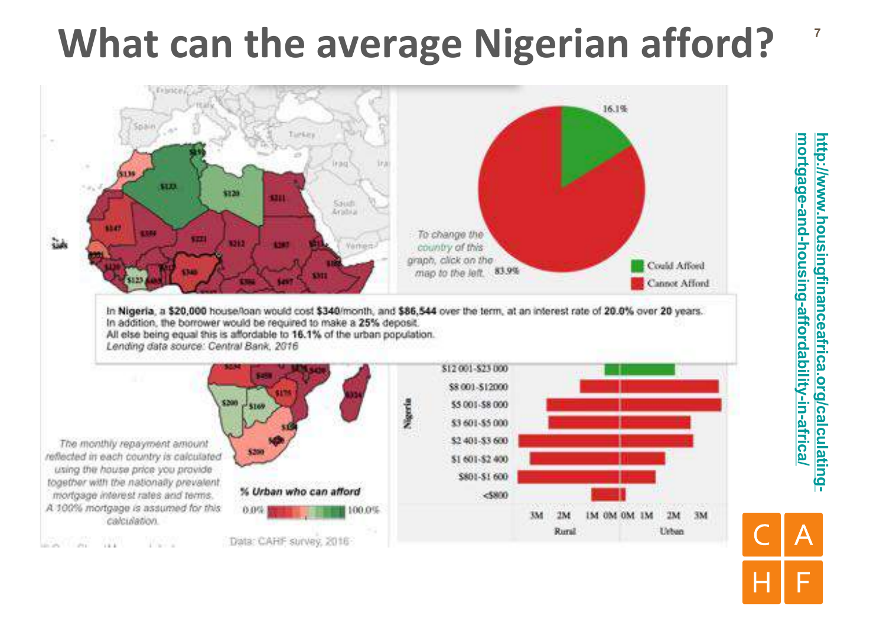# What can the average Nigerian afford?

To change the country of this graph, click on the map to the left.

16.1%

83.9%

- Could Afford
- Cannot Afford

In **Nigeria**, a **$20,000** house/loan would cost **$340**/month, and **$86,544** over the term, at an interest rate of **20.0%** over **20** years.
In addition, the borrower would be required to make a **25%** deposit.
All else being equal this is affordable to **16.1%** of the urban population.
*Lending data source: Central Bank, 2016*

*The monthly repayment amount reflected in each country is calculated using the house price you provide together with the nationally prevalent mortgage interest rates and terms. A 100% mortgage is assumed for this calculation.*

***% Urban who can afford***

0.0% — 100.0%

Data: CAHF survey, 2016

Nigeria

$12 001-$23 000
$8 001-$12000
$5 001-$8 000
$3 601-$5 000
$2 401-$3 600
$1 601-$2 400
$801-$1 600
<$800

3M 2M 1M 0M 0M 1M 2M 3M

Rural — Urban

http://www.housingfinanceafrica.org/calculating-mortgage-and-housing-affordability-in-africa/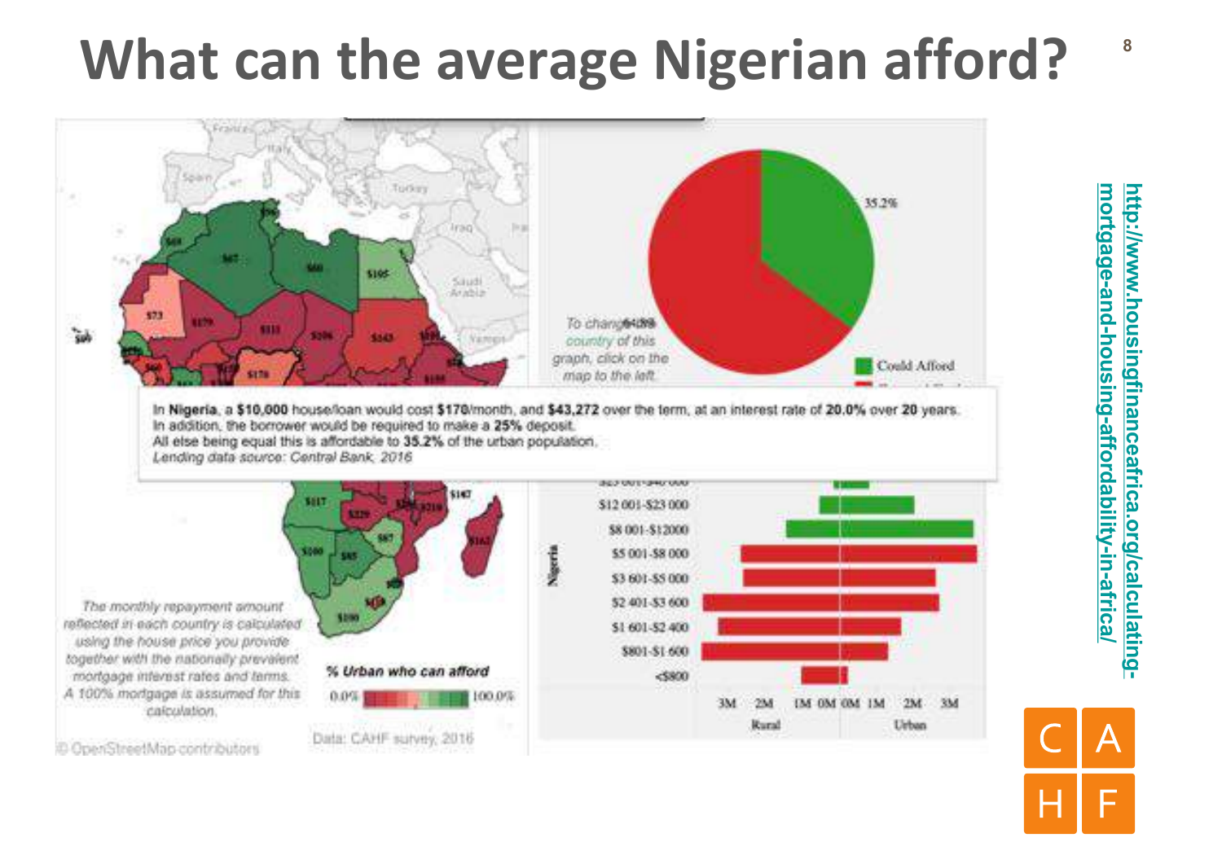# What can the average Nigerian afford?

In **Nigeria**, a **$10,000** house/loan would cost **$170**/month, and **$43,272** over the term, at an interest rate of **20.0%** over **20** years.
In addition, the borrower would be required to make a **25%** deposit.
All else being equal this is affordable to **35.2%** of the urban population.
*Lending data source: Central Bank, 2016*

*To change the country of this graph, click on the map to the left.*

35.2%

Could Afford

| Nigeria |
|---|
| $12 001-$23 000 |
| $8 001-$12000 |
| $5 001-$8 000 |
| $3 601-$5 000 |
| $2 401-$3 600 |
| $1 601-$2 400 |
| $801-$1 600 |
| <$800 |

3M 2M 1M 0M 0M 1M 2M 3M

Rural Urban

*The monthly repayment amount reflected in each country is calculated using the house price you provide together with the nationally prevalent mortgage interest rates and terms. A 100% mortgage is assumed for this calculation.*

***% Urban who can afford***

0.0% 100.0%

Data: CAHF survey, 2016

© OpenStreetMap contributors

http://www.housingfinanceafrica.org/calculating-mortgage-and-housing-affordability-in-africa/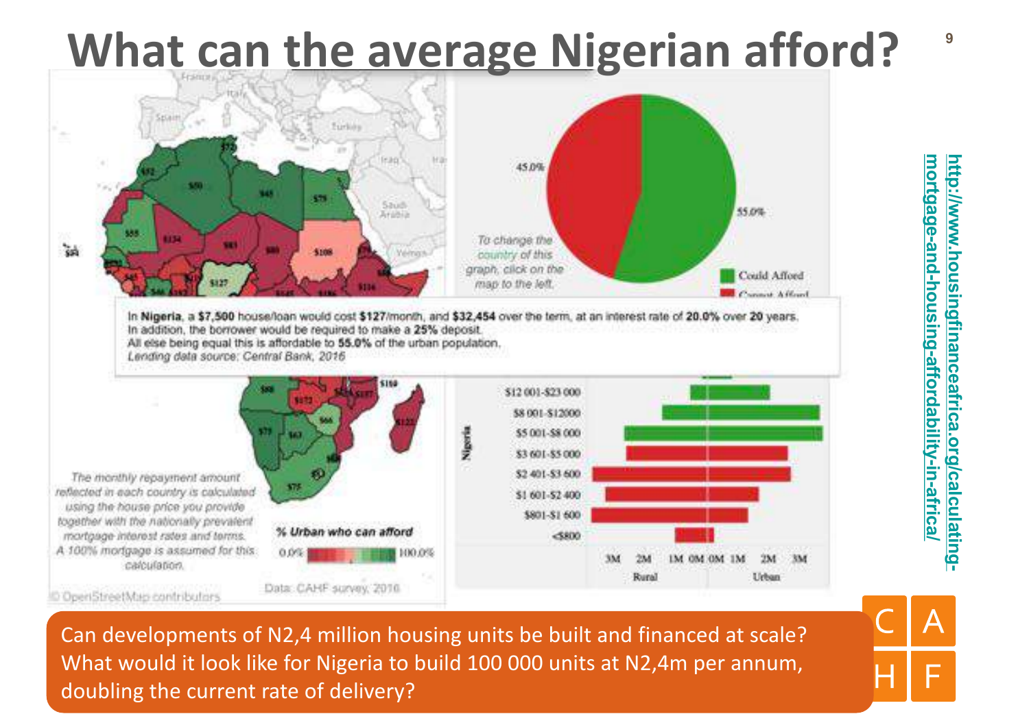# What can the average Nigerian afford?

In **Nigeria**, a **$7,500** house/loan would cost **$127**/month, and **$32,454** over the term, at an interest rate of **20.0%** over **20** years.
In addition, the borrower would be required to make a **25%** deposit.
All else being equal this is affordable to **55.0%** of the urban population.
*Lending data source: Central Bank, 2016*

*The monthly repayment amount reflected in each country is calculated using the house price you provide together with the nationally prevalent mortgage interest rates and terms. A 100% mortgage is assumed for this calculation.*

*% Urban who can afford* 0.0% – 100.0%

Data: CAHF survey, 2016

© OpenStreetMap contributors

*To change the country of this graph, click on the map to the left.*

Could Afford: 55.0%
Cannot Afford: 45.0%

Nigeria: $12 001-$23 000; $8 001-$12000; $5 001-$8 000; $3 601-$5 000; $2 401-$3 600; $1 601-$2 400; $801-$1 600; <$800

Rural / Urban: 3M 2M 1M 0M 0M 1M 2M 3M

http://www.housingfinanceafrica.org/calculating-mortgage-and-housing-affordability-in-africa/

Can developments of N2,4 million housing units be built and financed at scale? What would it look like for Nigeria to build 100 000 units at N2,4m per annum, doubling the current rate of delivery?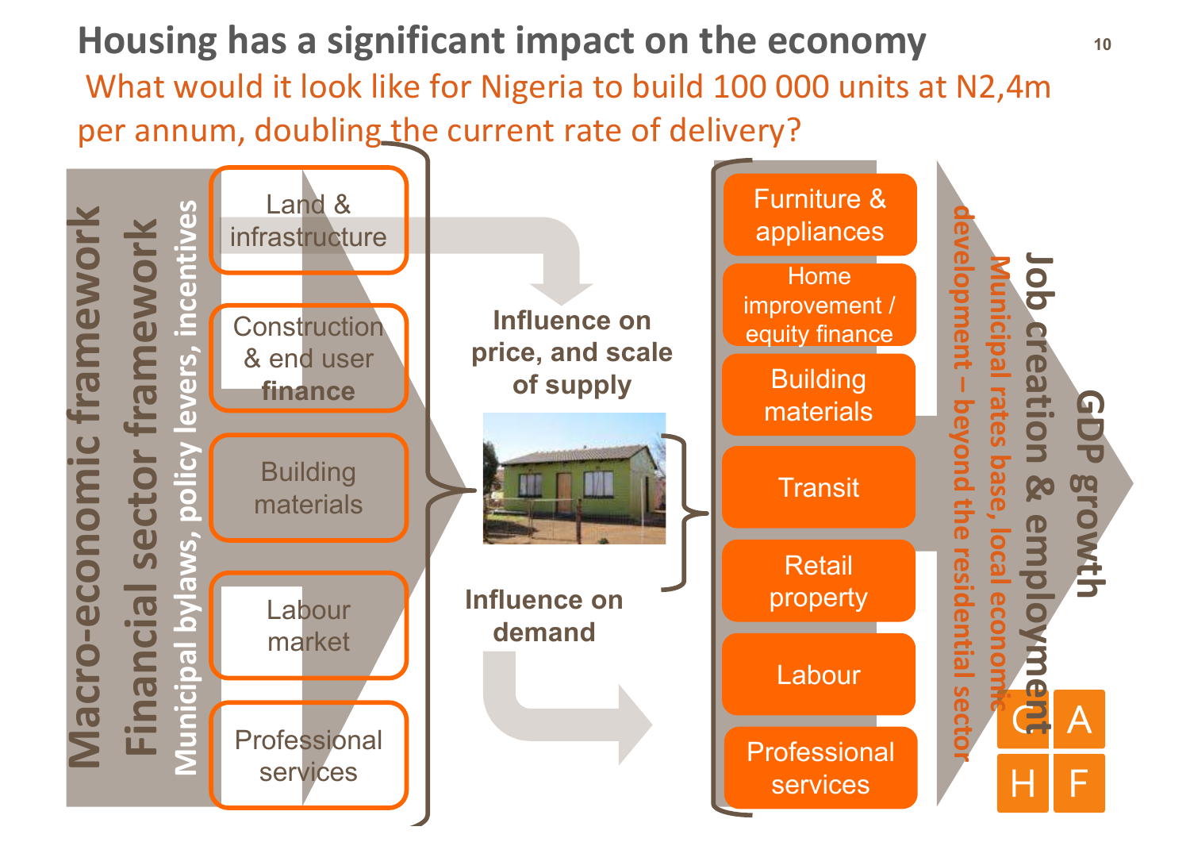# Housing has a significant impact on the economy

What would it look like for Nigeria to build 100 000 units at N2,4m per annum, doubling the current rate of delivery?

**Macro-economic framework**

**Financial sector framework**

**Municipal bylaws, policy levers, incentives**

- Land & infrastructure
- Construction & end user **finance**
- Building materials
- Labour market
- Professional services

**Influence on price, and scale of supply**

**Influence on demand**

- Furniture & appliances
- Home improvement / equity finance
- Building materials
- Transit
- Retail property
- Labour
- Professional services

**GDP growth**

**Job creation & employment**

**Municipal rates base, local economic development – beyond the residential sector**

C A
H F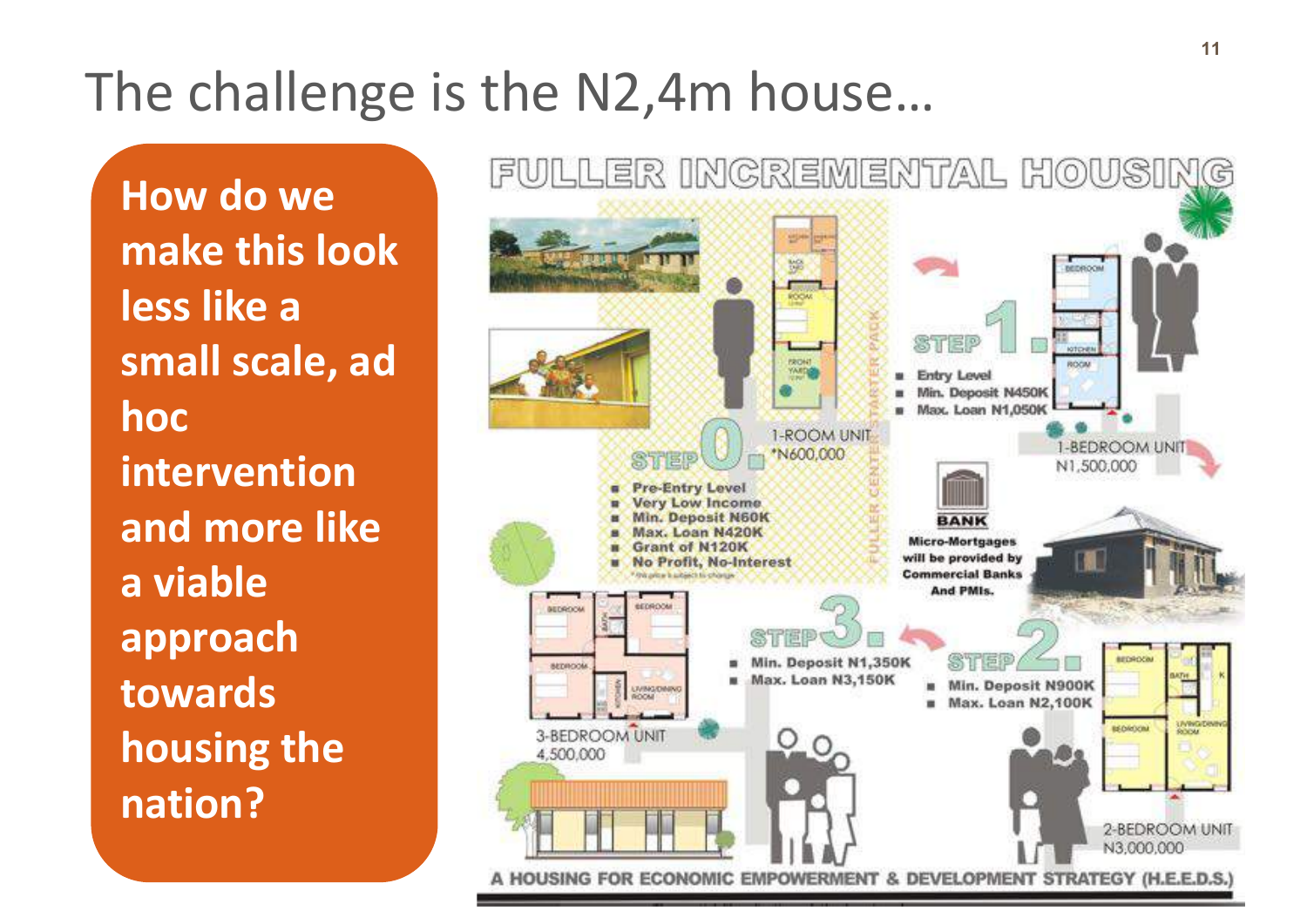# The challenge is the N2,4m house…

How do we make this look less like a small scale, ad hoc intervention and more like a viable approach towards housing the nation?

## FULLER INCREMENTAL HOUSING

**STEP 0** — 1-ROOM UNIT *N600,000

- Pre-Entry Level
- Very Low Income
- Min. Deposit N60K
- Max. Loan N420K
- Grant of N120K
- No Profit, No-Interest

*this price is subject to change

**STEP 1** — 1-BEDROOM UNIT N1,500,000

- Entry Level
- Min. Deposit N450K
- Max. Loan N1,050K

**BANK** — Micro-Mortgages will be provided by Commercial Banks And PMIs.

**STEP 2** — 2-BEDROOM UNIT N3,000,000

- Min. Deposit N900K
- Max. Loan N2,100K

**STEP 3** — 3-BEDROOM UNIT 4,500,000

- Min. Deposit N1,350K
- Max. Loan N3,150K

FULLER CENTER STARTER PACK

A HOUSING FOR ECONOMIC EMPOWERMENT & DEVELOPMENT STRATEGY (H.E.E.D.S.)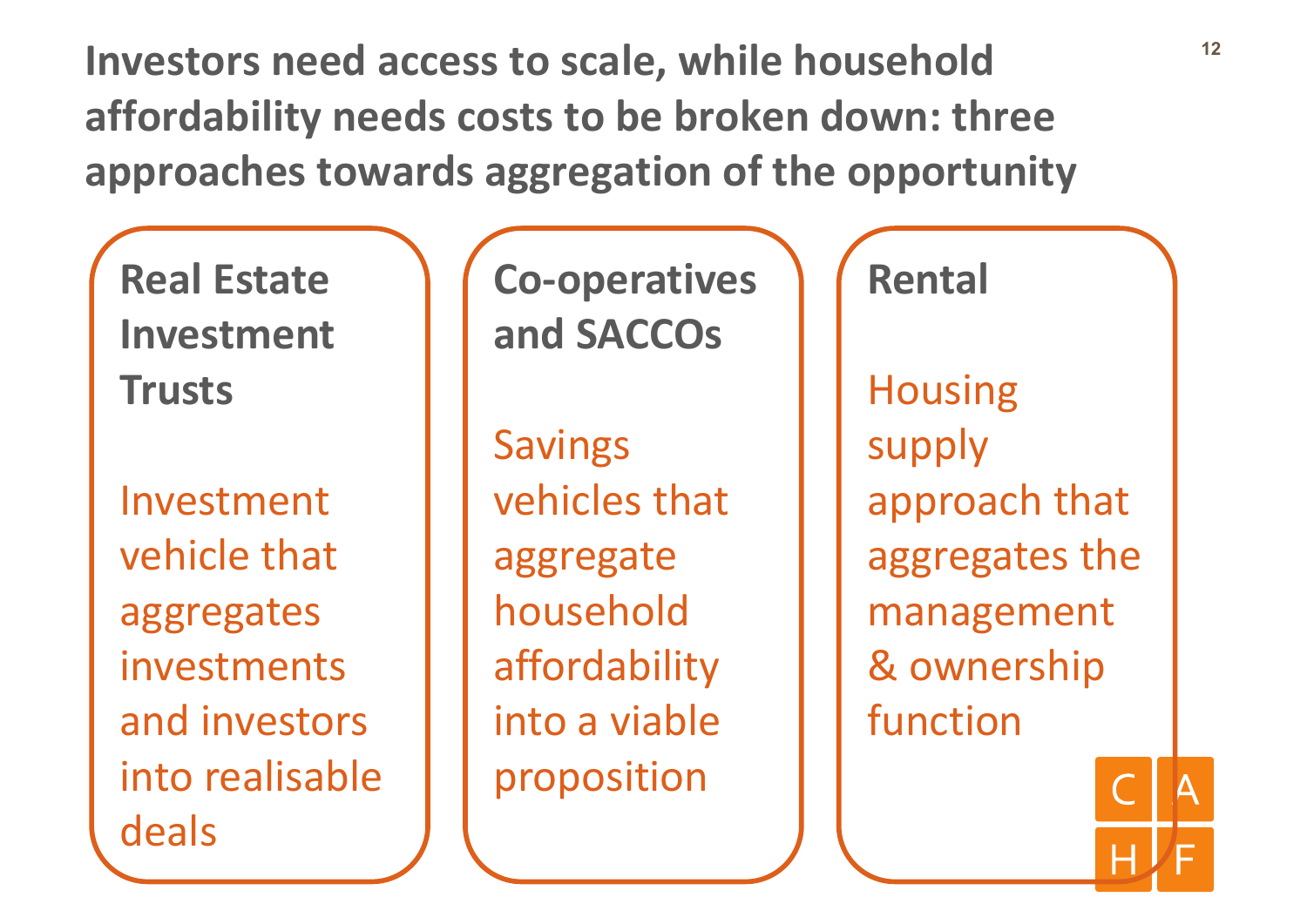# Investors need access to scale, while household affordability needs costs to be broken down: three approaches towards aggregation of the opportunity

## Real Estate Investment Trusts

Investment vehicle that aggregates investments and investors into realisable deals

## Co-operatives and SACCOs

Savings vehicles that aggregate household affordability into a viable proposition

## Rental

Housing supply approach that aggregates the management & ownership function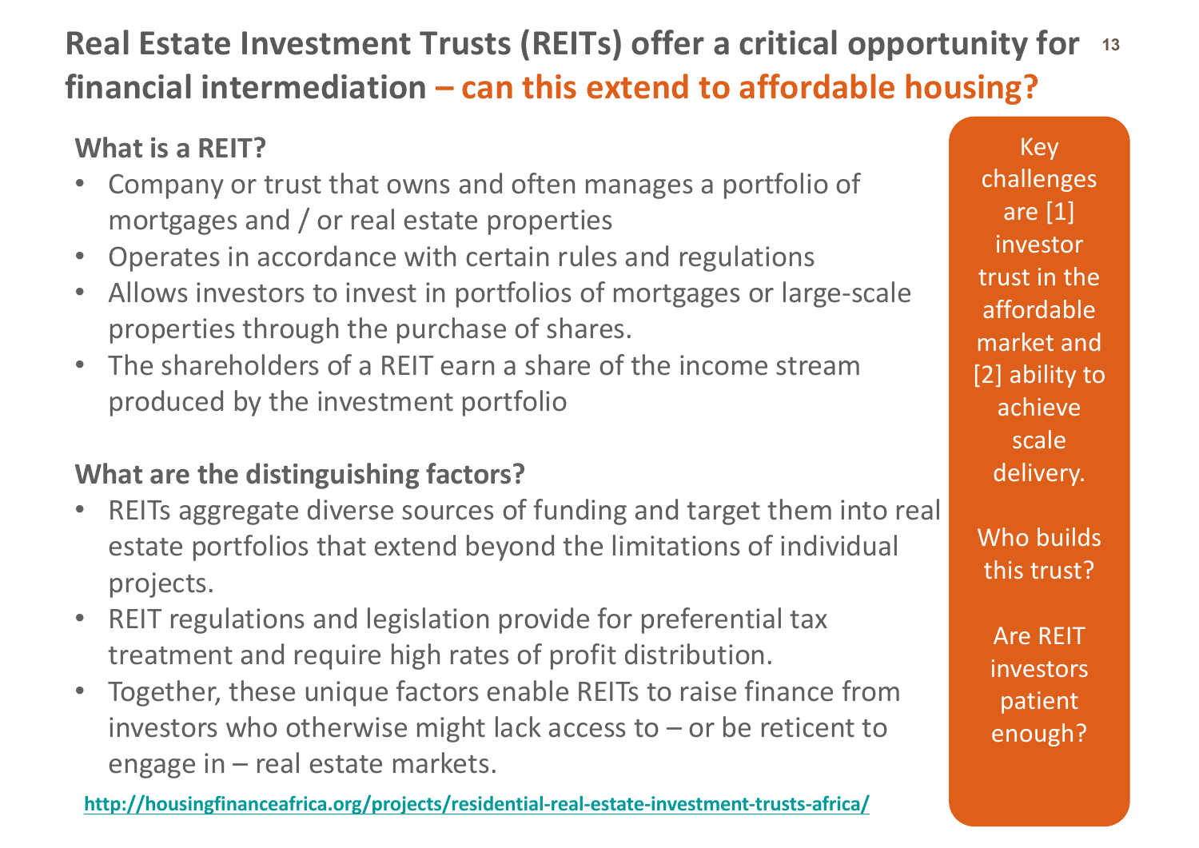# Real Estate Investment Trusts (REITs) offer a critical opportunity for financial intermediation – can this extend to affordable housing?

**What is a REIT?**

- Company or trust that owns and often manages a portfolio of mortgages and / or real estate properties
- Operates in accordance with certain rules and regulations
- Allows investors to invest in portfolios of mortgages or large-scale properties through the purchase of shares.
- The shareholders of a REIT earn a share of the income stream produced by the investment portfolio

**What are the distinguishing factors?**

- REITs aggregate diverse sources of funding and target them into real estate portfolios that extend beyond the limitations of individual projects.
- REIT regulations and legislation provide for preferential tax treatment and require high rates of profit distribution.
- Together, these unique factors enable REITs to raise finance from investors who otherwise might lack access to – or be reticent to engage in – real estate markets.

http://housingfinanceafrica.org/projects/residential-real-estate-investment-trusts-africa/

Key challenges are [1] investor trust in the affordable market and [2] ability to achieve scale delivery.

Who builds this trust?

Are REIT investors patient enough?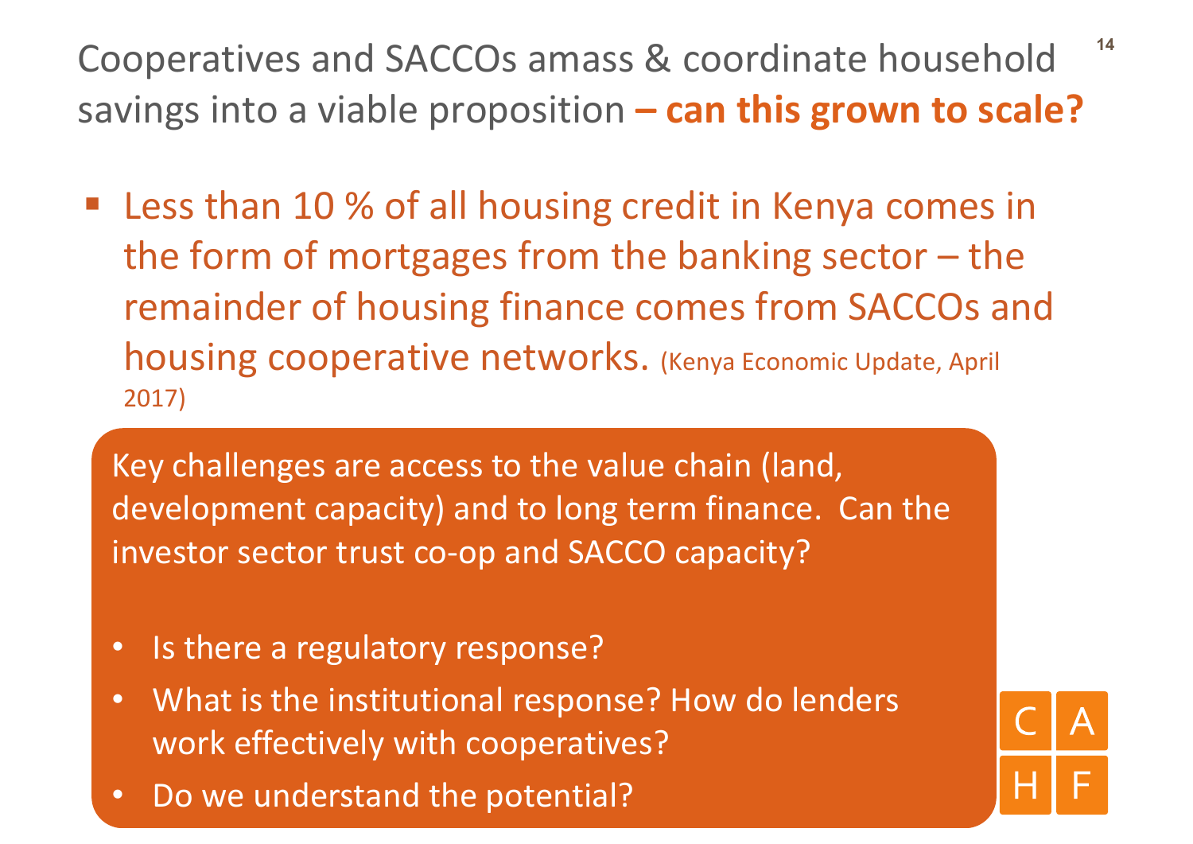# Cooperatives and SACCOs amass & coordinate household savings into a viable proposition **– can this grown to scale?**

- Less than 10 % of all housing credit in Kenya comes in the form of mortgages from the banking sector – the remainder of housing finance comes from SACCOs and housing cooperative networks. (Kenya Economic Update, April 2017)

Key challenges are access to the value chain (land, development capacity) and to long term finance. Can the investor sector trust co-op and SACCO capacity?

- Is there a regulatory response?
- What is the institutional response? How do lenders work effectively with cooperatives?
- Do we understand the potential?

C A
H F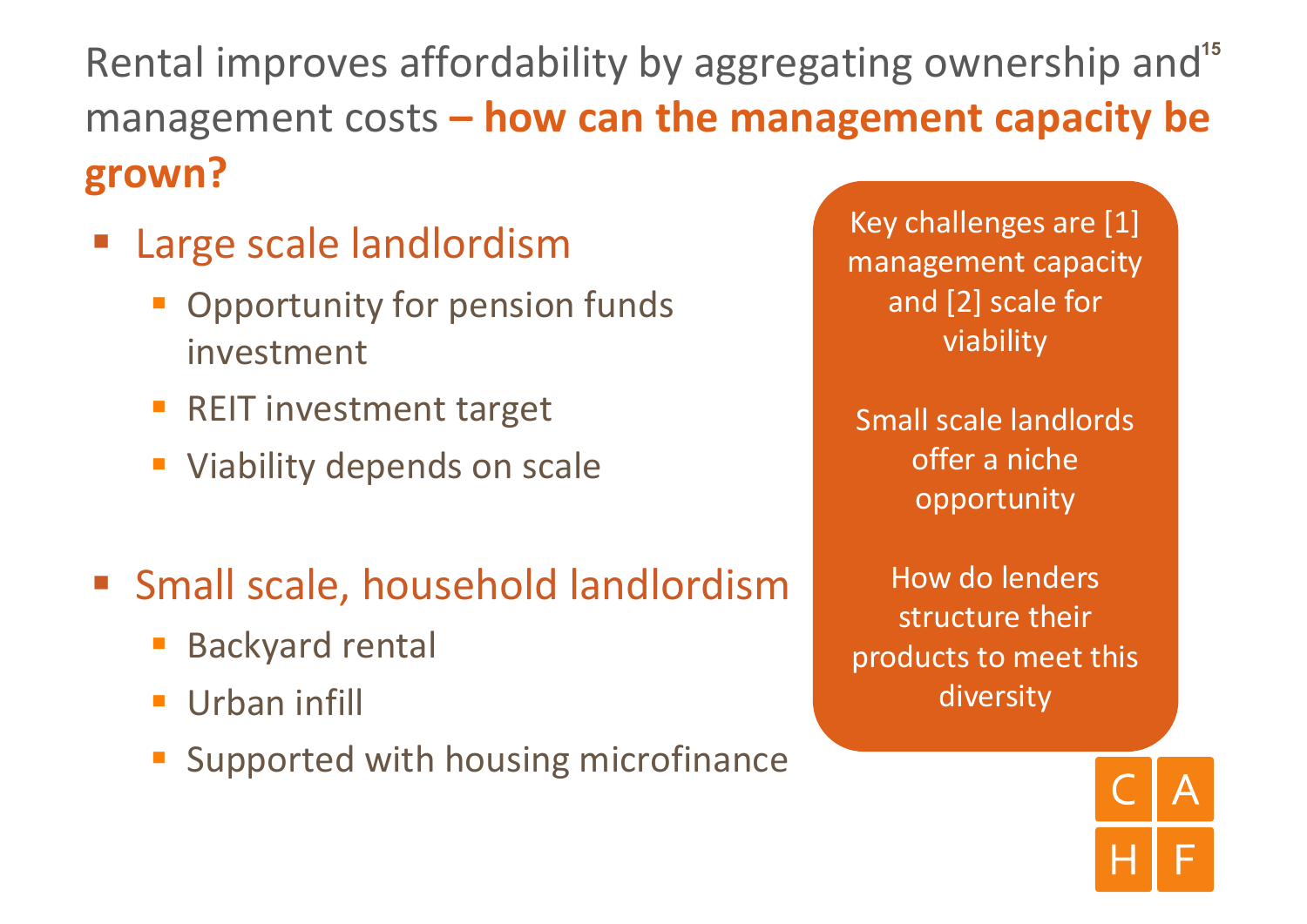# Rental improves affordability by aggregating ownership and management costs **– how can the management capacity be grown?**

- Large scale landlordism
  - Opportunity for pension funds investment
  - REIT investment target
  - Viability depends on scale

- Small scale, household landlordism
  - Backyard rental
  - Urban infill
  - Supported with housing microfinance

Key challenges are [1] management capacity and [2] scale for viability

Small scale landlords offer a niche opportunity

How do lenders structure their products to meet this diversity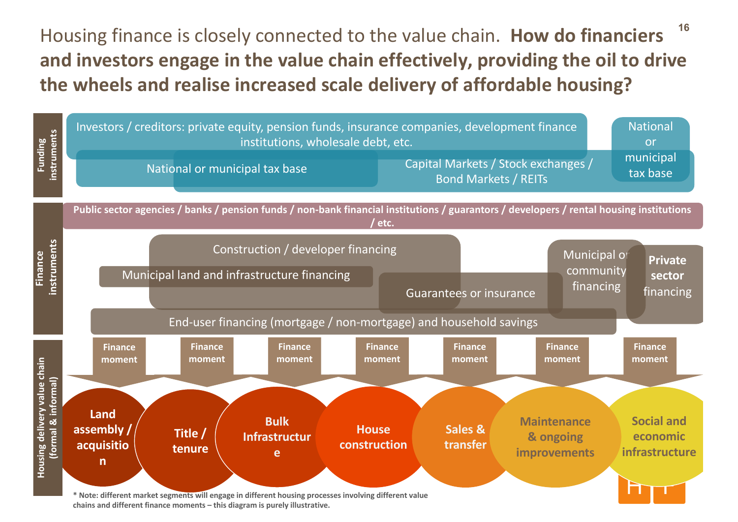# Housing finance is closely connected to the value chain. **How do financiers and investors engage in the value chain effectively, providing the oil to drive the wheels and realise increased scale delivery of affordable housing?**

**Funding instruments**

- Investors / creditors: private equity, pension funds, insurance companies, development finance institutions, wholesale debt, etc.
- National or municipal tax base
- Capital Markets / Stock exchanges / Bond Markets / REITs
- National or municipal tax base

**Finance instruments**

**Public sector agencies / banks / pension funds / non-bank financial institutions / guarantors / developers / rental housing institutions / etc.**

- Construction / developer financing
- Municipal land and infrastructure financing
- Guarantees or insurance
- Municipal or community financing
- **Private sector** financing
- End-user financing (mortgage / non-mortgage) and household savings

**Housing delivery value chain (formal & informal)**

| **Finance moment** | **Finance moment** | **Finance moment** | **Finance moment** | **Finance moment** | **Finance moment** | **Finance moment** |
|---|---|---|---|---|---|---|
| **Land assembly / acquisition** | **Title / tenure** | **Bulk Infrastructure** | **House construction** | **Sales & transfer** | **Maintenance & ongoing improvements** | **Social and economic infrastructure** |

**\* Note: different market segments will engage in different housing processes involving different value chains and different finance moments – this diagram is purely illustrative.**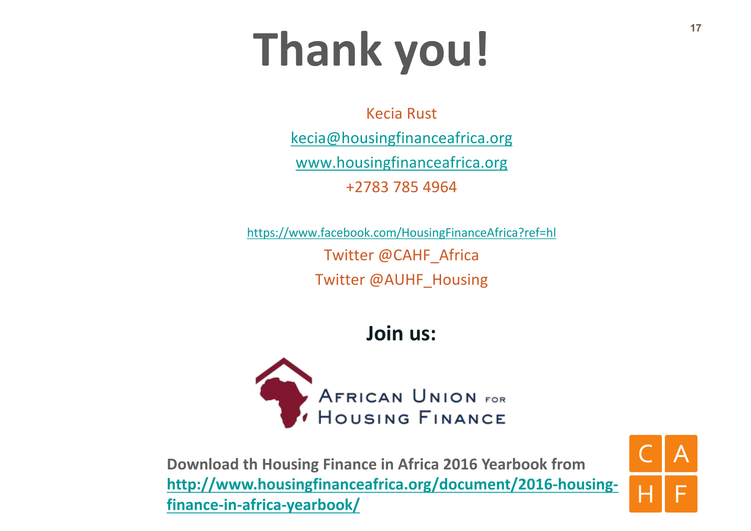# Thank you!

Kecia Rust

kecia@housingfinanceafrica.org

www.housingfinanceafrica.org

+2783 785 4964

https://www.facebook.com/HousingFinanceAfrica?ref=hl

Twitter @CAHF_Africa

Twitter @AUHF_Housing

**Join us:**

African Union for Housing Finance

**Download th Housing Finance in Africa 2016 Yearbook from http://www.housingfinanceafrica.org/document/2016-housing-finance-in-africa-yearbook/**

C A H F